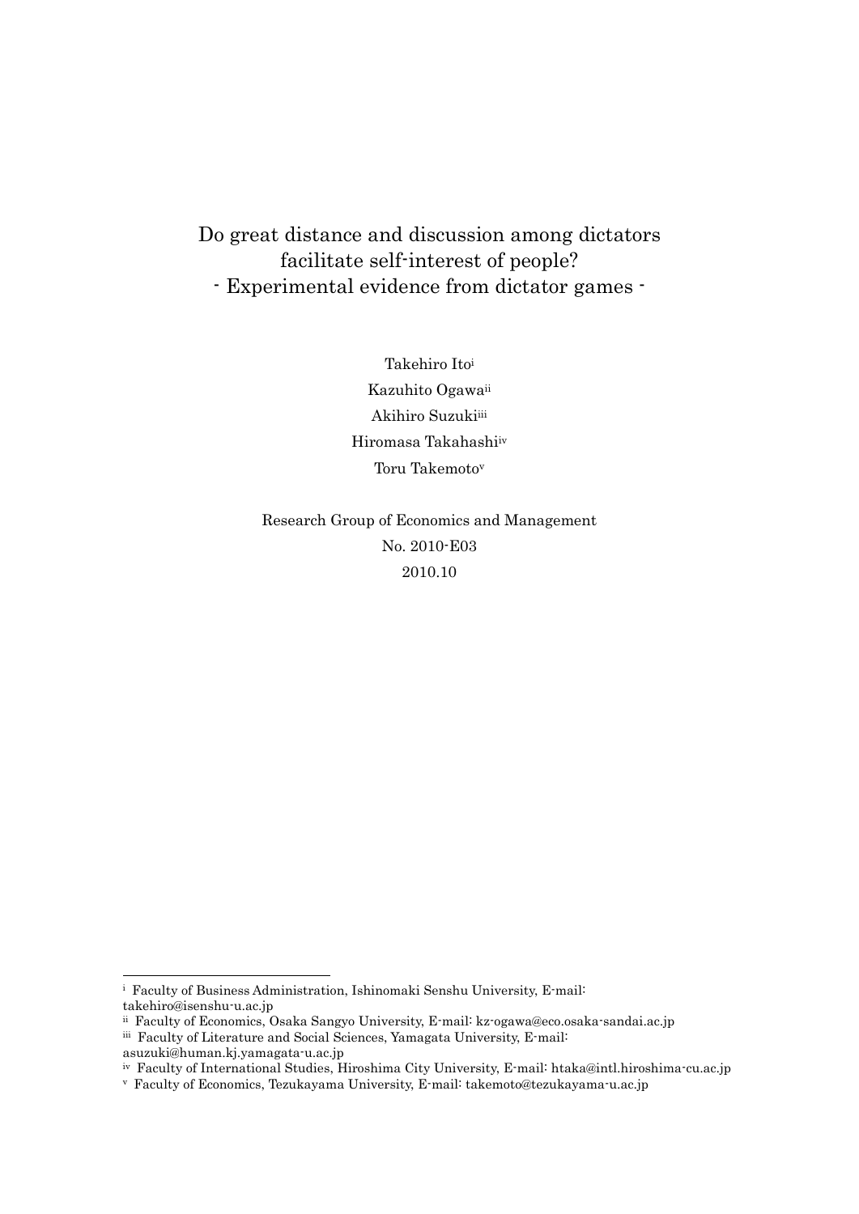# Do great distance and discussion among dictators facilitate self-interest of people?
## - Experimental evidence from dictator games -

Takehiro Ito[i]

Kazuhito Ogawa[ii]

Akihiro Suzuki[iii]

Hiromasa Takahashi[iv]

Toru Takemoto[v]

Research Group of Economics and Management

No. 2010-E03

2010.10

---

[i] Faculty of Business Administration, Ishinomaki Senshu University, E-mail: takehiro@isenshu-u.ac.jp

[ii] Faculty of Economics, Osaka Sangyo University, E-mail: kz-ogawa@eco.osaka-sandai.ac.jp

[iii] Faculty of Literature and Social Sciences, Yamagata University, E-mail: asuzuki@human.kj.yamagata-u.ac.jp

[iv] Faculty of International Studies, Hiroshima City University, E-mail: htaka@intl.hiroshima-cu.ac.jp

[v] Faculty of Economics, Tezukayama University, E-mail: takemoto@tezukayama-u.ac.jp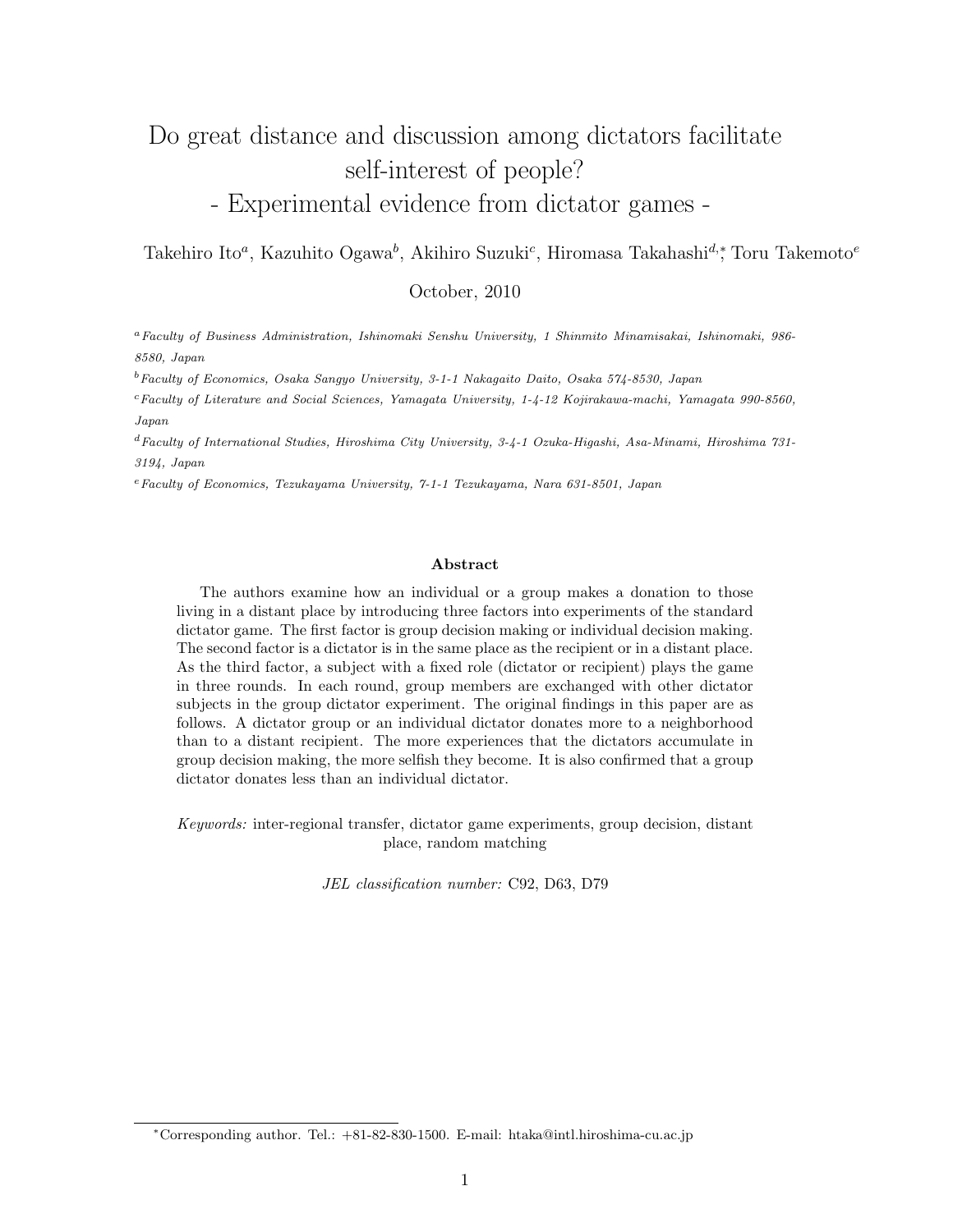# Do great distance and discussion among dictators facilitate self-interest of people?

# - Experimental evidence from dictator games -

Takehiro Ito[a], Kazuhito Ogawa[b], Akihiro Suzuki[c], Hiromasa Takahashi[d,*], Toru Takemoto[e]

October, 2010

[a] *Faculty of Business Administration, Ishinomaki Senshu University, 1 Shinmito Minamisakai, Ishinomaki, 986-8580, Japan*

[b] *Faculty of Economics, Osaka Sangyo University, 3-1-1 Nakagaito Daito, Osaka 574-8530, Japan*

[c] *Faculty of Literature and Social Sciences, Yamagata University, 1-4-12 Kojirakawa-machi, Yamagata 990-8560, Japan*

[d] *Faculty of International Studies, Hiroshima City University, 3-4-1 Ozuka-Higashi, Asa-Minami, Hiroshima 731-3194, Japan*

[e] *Faculty of Economics, Tezukayama University, 7-1-1 Tezukayama, Nara 631-8501, Japan*

## Abstract

The authors examine how an individual or a group makes a donation to those living in a distant place by introducing three factors into experiments of the standard dictator game. The first factor is group decision making or individual decision making. The second factor is a dictator is in the same place as the recipient or in a distant place. As the third factor, a subject with a fixed role (dictator or recipient) plays the game in three rounds. In each round, group members are exchanged with other dictator subjects in the group dictator experiment. The original findings in this paper are as follows. A dictator group or an individual dictator donates more to a neighborhood than to a distant recipient. The more experiences that the dictators accumulate in group decision making, the more selfish they become. It is also confirmed that a group dictator donates less than an individual dictator.

*Keywords:* inter-regional transfer, dictator game experiments, group decision, distant place, random matching

*JEL classification number:* C92, D63, D79

[*] Corresponding author. Tel.: +81-82-830-1500. E-mail: htaka@intl.hiroshima-cu.ac.jp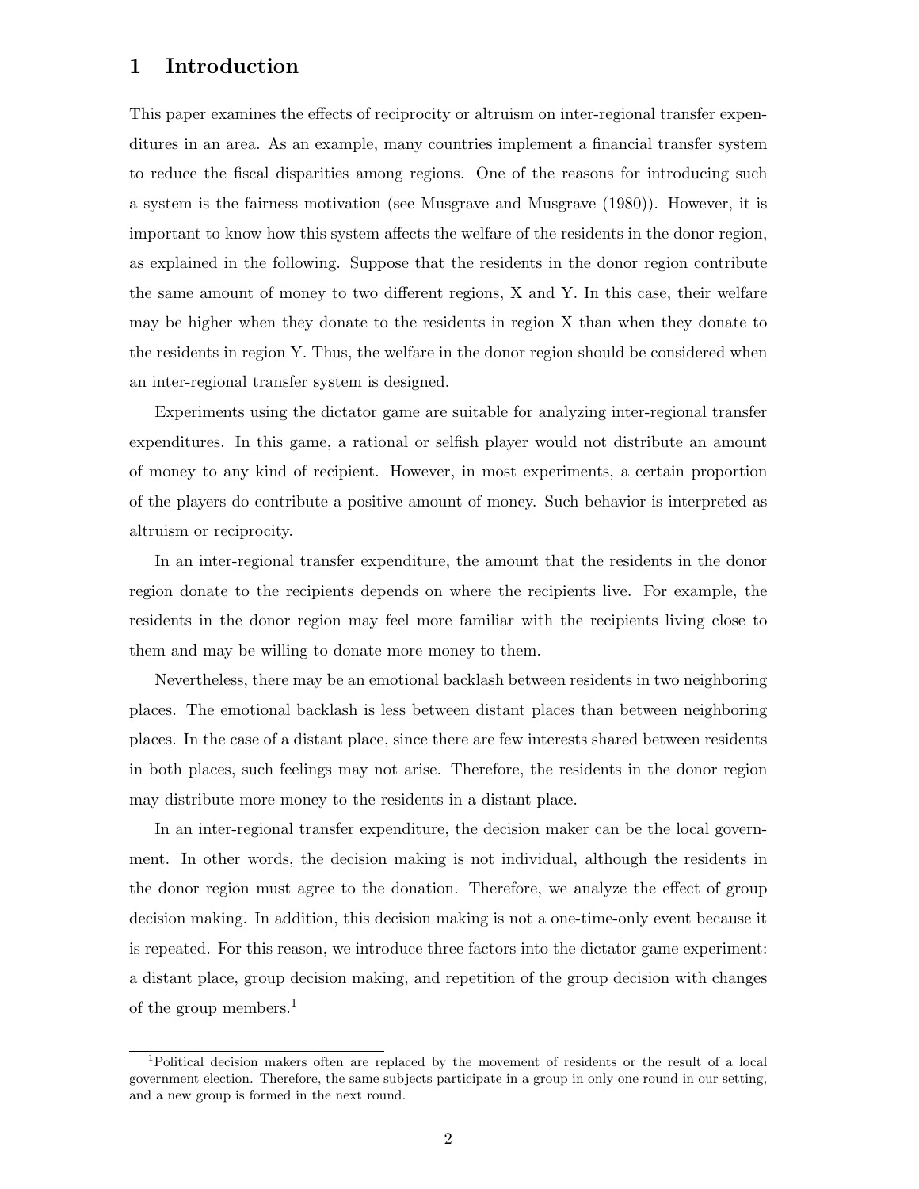# 1 Introduction

This paper examines the effects of reciprocity or altruism on inter-regional transfer expenditures in an area. As an example, many countries implement a financial transfer system to reduce the fiscal disparities among regions. One of the reasons for introducing such a system is the fairness motivation (see Musgrave and Musgrave (1980)). However, it is important to know how this system affects the welfare of the residents in the donor region, as explained in the following. Suppose that the residents in the donor region contribute the same amount of money to two different regions, X and Y. In this case, their welfare may be higher when they donate to the residents in region X than when they donate to the residents in region Y. Thus, the welfare in the donor region should be considered when an inter-regional transfer system is designed.

Experiments using the dictator game are suitable for analyzing inter-regional transfer expenditures. In this game, a rational or selfish player would not distribute an amount of money to any kind of recipient. However, in most experiments, a certain proportion of the players do contribute a positive amount of money. Such behavior is interpreted as altruism or reciprocity.

In an inter-regional transfer expenditure, the amount that the residents in the donor region donate to the recipients depends on where the recipients live. For example, the residents in the donor region may feel more familiar with the recipients living close to them and may be willing to donate more money to them.

Nevertheless, there may be an emotional backlash between residents in two neighboring places. The emotional backlash is less between distant places than between neighboring places. In the case of a distant place, since there are few interests shared between residents in both places, such feelings may not arise. Therefore, the residents in the donor region may distribute more money to the residents in a distant place.

In an inter-regional transfer expenditure, the decision maker can be the local government. In other words, the decision making is not individual, although the residents in the donor region must agree to the donation. Therefore, we analyze the effect of group decision making. In addition, this decision making is not a one-time-only event because it is repeated. For this reason, we introduce three factors into the dictator game experiment: a distant place, group decision making, and repetition of the group decision with changes of the group members.[1]

[1] Political decision makers often are replaced by the movement of residents or the result of a local government election. Therefore, the same subjects participate in a group in only one round in our setting, and a new group is formed in the next round.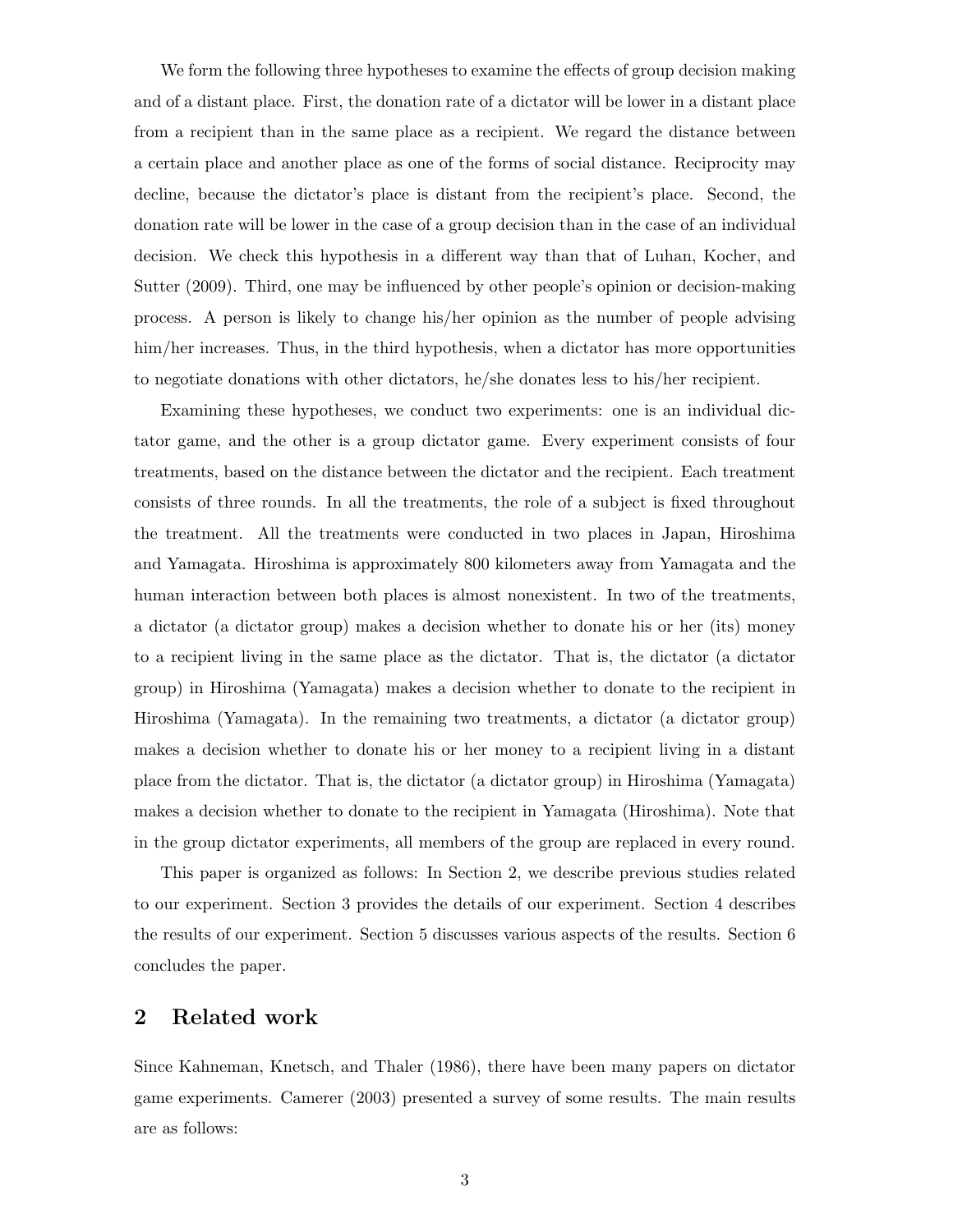We form the following three hypotheses to examine the effects of group decision making and of a distant place. First, the donation rate of a dictator will be lower in a distant place from a recipient than in the same place as a recipient. We regard the distance between a certain place and another place as one of the forms of social distance. Reciprocity may decline, because the dictator's place is distant from the recipient's place. Second, the donation rate will be lower in the case of a group decision than in the case of an individual decision. We check this hypothesis in a different way than that of Luhan, Kocher, and Sutter (2009). Third, one may be influenced by other people's opinion or decision-making process. A person is likely to change his/her opinion as the number of people advising him/her increases. Thus, in the third hypothesis, when a dictator has more opportunities to negotiate donations with other dictators, he/she donates less to his/her recipient.

Examining these hypotheses, we conduct two experiments: one is an individual dictator game, and the other is a group dictator game. Every experiment consists of four treatments, based on the distance between the dictator and the recipient. Each treatment consists of three rounds. In all the treatments, the role of a subject is fixed throughout the treatment. All the treatments were conducted in two places in Japan, Hiroshima and Yamagata. Hiroshima is approximately 800 kilometers away from Yamagata and the human interaction between both places is almost nonexistent. In two of the treatments, a dictator (a dictator group) makes a decision whether to donate his or her (its) money to a recipient living in the same place as the dictator. That is, the dictator (a dictator group) in Hiroshima (Yamagata) makes a decision whether to donate to the recipient in Hiroshima (Yamagata). In the remaining two treatments, a dictator (a dictator group) makes a decision whether to donate his or her money to a recipient living in a distant place from the dictator. That is, the dictator (a dictator group) in Hiroshima (Yamagata) makes a decision whether to donate to the recipient in Yamagata (Hiroshima). Note that in the group dictator experiments, all members of the group are replaced in every round.

This paper is organized as follows: In Section 2, we describe previous studies related to our experiment. Section 3 provides the details of our experiment. Section 4 describes the results of our experiment. Section 5 discusses various aspects of the results. Section 6 concludes the paper.

## 2 Related work

Since Kahneman, Knetsch, and Thaler (1986), there have been many papers on dictator game experiments. Camerer (2003) presented a survey of some results. The main results are as follows: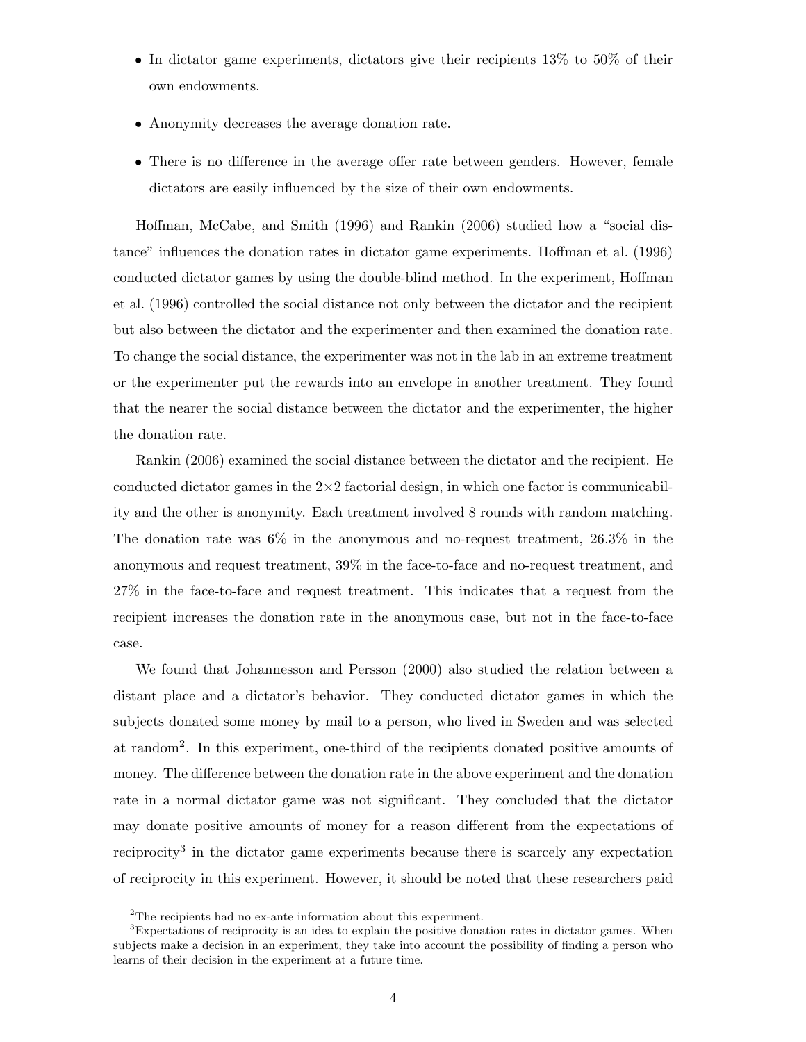- In dictator game experiments, dictators give their recipients 13% to 50% of their own endowments.
- Anonymity decreases the average donation rate.
- There is no difference in the average offer rate between genders. However, female dictators are easily influenced by the size of their own endowments.

Hoffman, McCabe, and Smith (1996) and Rankin (2006) studied how a "social distance" influences the donation rates in dictator game experiments. Hoffman et al. (1996) conducted dictator games by using the double-blind method. In the experiment, Hoffman et al. (1996) controlled the social distance not only between the dictator and the recipient but also between the dictator and the experimenter and then examined the donation rate. To change the social distance, the experimenter was not in the lab in an extreme treatment or the experimenter put the rewards into an envelope in another treatment. They found that the nearer the social distance between the dictator and the experimenter, the higher the donation rate.

Rankin (2006) examined the social distance between the dictator and the recipient. He conducted dictator games in the $2\times2$ factorial design, in which one factor is communicability and the other is anonymity. Each treatment involved 8 rounds with random matching. The donation rate was 6% in the anonymous and no-request treatment, 26.3% in the anonymous and request treatment, 39% in the face-to-face and no-request treatment, and 27% in the face-to-face and request treatment. This indicates that a request from the recipient increases the donation rate in the anonymous case, but not in the face-to-face case.

We found that Johannesson and Persson (2000) also studied the relation between a distant place and a dictator's behavior. They conducted dictator games in which the subjects donated some money by mail to a person, who lived in Sweden and was selected at random[2]. In this experiment, one-third of the recipients donated positive amounts of money. The difference between the donation rate in the above experiment and the donation rate in a normal dictator game was not significant. They concluded that the dictator may donate positive amounts of money for a reason different from the expectations of reciprocity[3] in the dictator game experiments because there is scarcely any expectation of reciprocity in this experiment. However, it should be noted that these researchers paid

[2] The recipients had no ex-ante information about this experiment.

[3] Expectations of reciprocity is an idea to explain the positive donation rates in dictator games. When subjects make a decision in an experiment, they take into account the possibility of finding a person who learns of their decision in the experiment at a future time.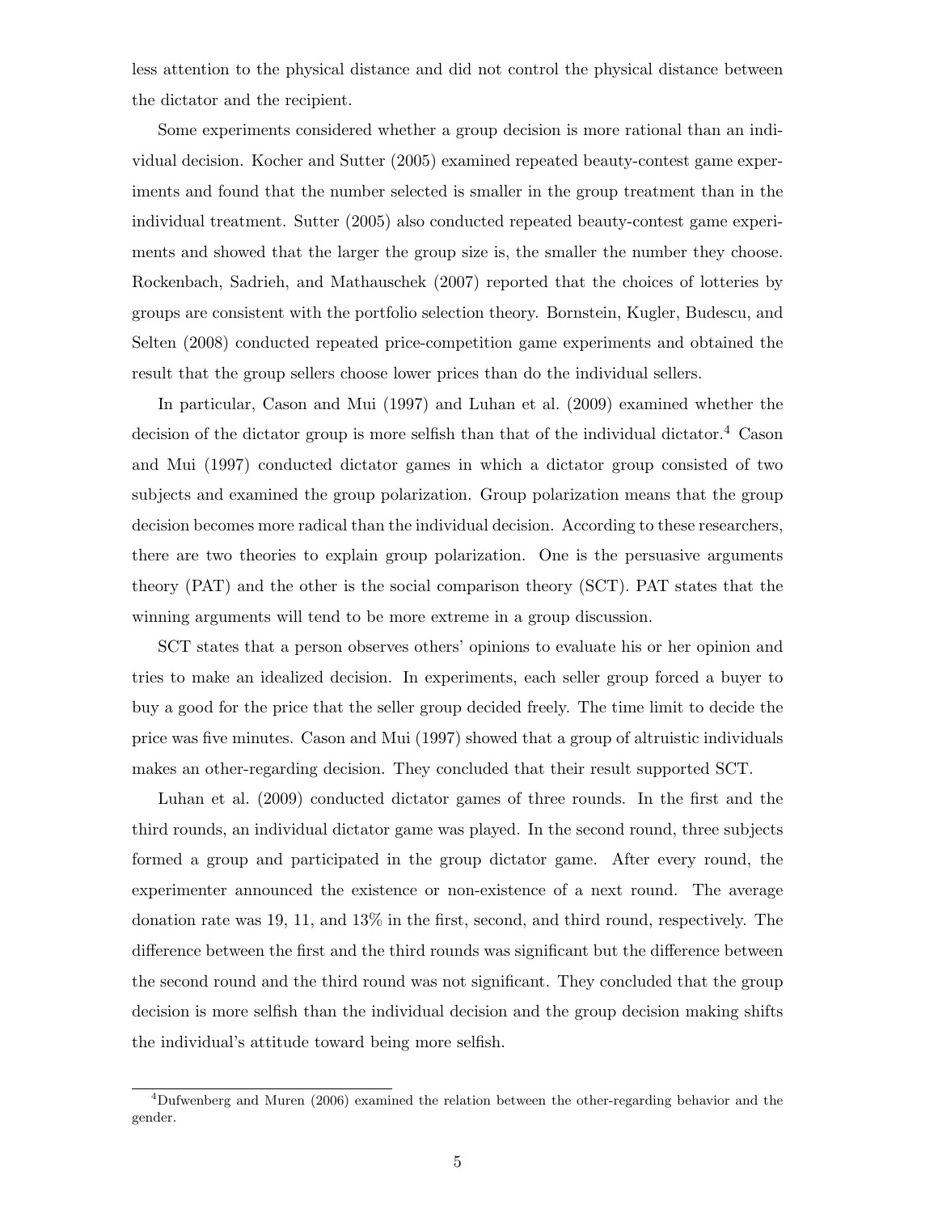less attention to the physical distance and did not control the physical distance between the dictator and the recipient.

Some experiments considered whether a group decision is more rational than an individual decision. Kocher and Sutter (2005) examined repeated beauty-contest game experiments and found that the number selected is smaller in the group treatment than in the individual treatment. Sutter (2005) also conducted repeated beauty-contest game experiments and showed that the larger the group size is, the smaller the number they choose. Rockenbach, Sadrieh, and Mathauschek (2007) reported that the choices of lotteries by groups are consistent with the portfolio selection theory. Bornstein, Kugler, Budescu, and Selten (2008) conducted repeated price-competition game experiments and obtained the result that the group sellers choose lower prices than do the individual sellers.

In particular, Cason and Mui (1997) and Luhan et al. (2009) examined whether the decision of the dictator group is more selfish than that of the individual dictator.[4] Cason and Mui (1997) conducted dictator games in which a dictator group consisted of two subjects and examined the group polarization. Group polarization means that the group decision becomes more radical than the individual decision. According to these researchers, there are two theories to explain group polarization. One is the persuasive arguments theory (PAT) and the other is the social comparison theory (SCT). PAT states that the winning arguments will tend to be more extreme in a group discussion.

SCT states that a person observes others' opinions to evaluate his or her opinion and tries to make an idealized decision. In experiments, each seller group forced a buyer to buy a good for the price that the seller group decided freely. The time limit to decide the price was five minutes. Cason and Mui (1997) showed that a group of altruistic individuals makes an other-regarding decision. They concluded that their result supported SCT.

Luhan et al. (2009) conducted dictator games of three rounds. In the first and the third rounds, an individual dictator game was played. In the second round, three subjects formed a group and participated in the group dictator game. After every round, the experimenter announced the existence or non-existence of a next round. The average donation rate was 19, 11, and 13% in the first, second, and third round, respectively. The difference between the first and the third rounds was significant but the difference between the second round and the third round was not significant. They concluded that the group decision is more selfish than the individual decision and the group decision making shifts the individual's attitude toward being more selfish.

[4] Dufwenberg and Muren (2006) examined the relation between the other-regarding behavior and the gender.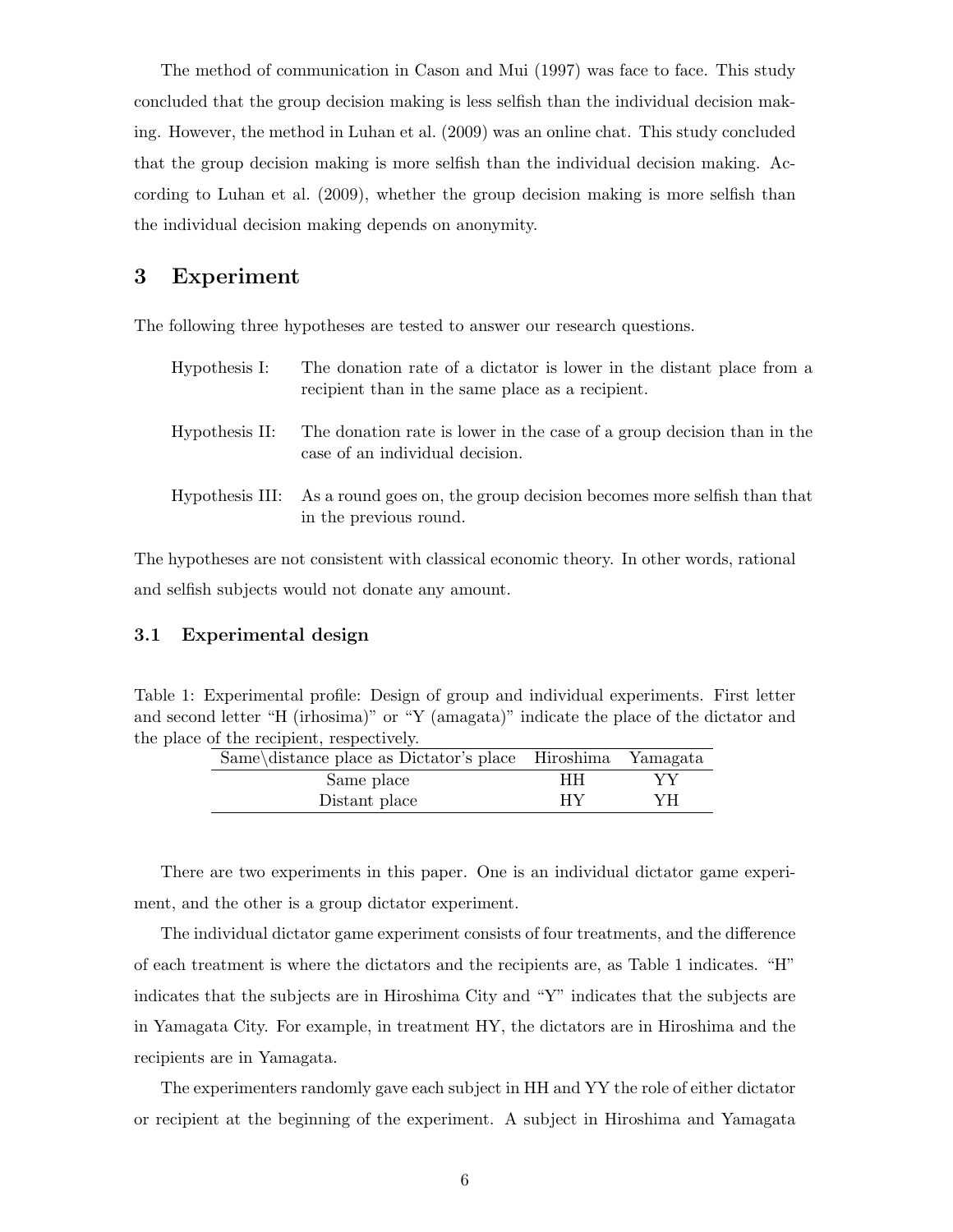The method of communication in Cason and Mui (1997) was face to face. This study concluded that the group decision making is less selfish than the individual decision making. However, the method in Luhan et al. (2009) was an online chat. This study concluded that the group decision making is more selfish than the individual decision making. According to Luhan et al. (2009), whether the group decision making is more selfish than the individual decision making depends on anonymity.

## 3 Experiment

The following three hypotheses are tested to answer our research questions.

Hypothesis I: The donation rate of a dictator is lower in the distant place from a recipient than in the same place as a recipient.

Hypothesis II: The donation rate is lower in the case of a group decision than in the case of an individual decision.

Hypothesis III: As a round goes on, the group decision becomes more selfish than that in the previous round.

The hypotheses are not consistent with classical economic theory. In other words, rational and selfish subjects would not donate any amount.

### 3.1 Experimental design

Table 1: Experimental profile: Design of group and individual experiments. First letter and second letter "H (irhosima)" or "Y (amagata)" indicate the place of the dictator and the place of the recipient, respectively.

| Same\distance place as Dictator's place | Hiroshima | Yamagata |
|---|---|---|
| Same place | HH | YY |
| Distant place | HY | YH |

There are two experiments in this paper. One is an individual dictator game experiment, and the other is a group dictator experiment.

The individual dictator game experiment consists of four treatments, and the difference of each treatment is where the dictators and the recipients are, as Table 1 indicates. "H" indicates that the subjects are in Hiroshima City and "Y" indicates that the subjects are in Yamagata City. For example, in treatment HY, the dictators are in Hiroshima and the recipients are in Yamagata.

The experimenters randomly gave each subject in HH and YY the role of either dictator or recipient at the beginning of the experiment. A subject in Hiroshima and Yamagata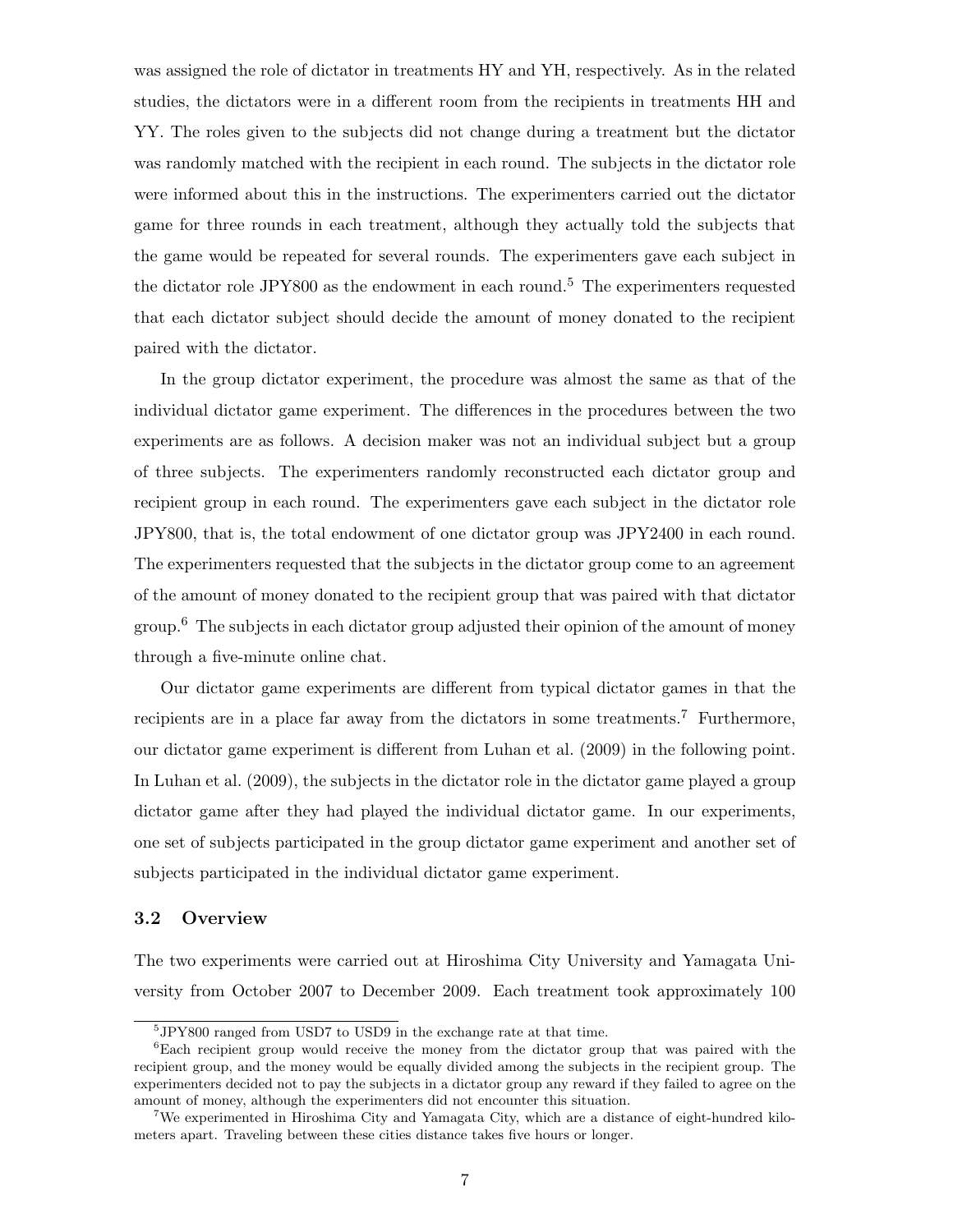was assigned the role of dictator in treatments HY and YH, respectively. As in the related studies, the dictators were in a different room from the recipients in treatments HH and YY. The roles given to the subjects did not change during a treatment but the dictator was randomly matched with the recipient in each round. The subjects in the dictator role were informed about this in the instructions. The experimenters carried out the dictator game for three rounds in each treatment, although they actually told the subjects that the game would be repeated for several rounds. The experimenters gave each subject in the dictator role JPY800 as the endowment in each round.[5] The experimenters requested that each dictator subject should decide the amount of money donated to the recipient paired with the dictator.

In the group dictator experiment, the procedure was almost the same as that of the individual dictator game experiment. The differences in the procedures between the two experiments are as follows. A decision maker was not an individual subject but a group of three subjects. The experimenters randomly reconstructed each dictator group and recipient group in each round. The experimenters gave each subject in the dictator role JPY800, that is, the total endowment of one dictator group was JPY2400 in each round. The experimenters requested that the subjects in the dictator group come to an agreement of the amount of money donated to the recipient group that was paired with that dictator group.[6] The subjects in each dictator group adjusted their opinion of the amount of money through a five-minute online chat.

Our dictator game experiments are different from typical dictator games in that the recipients are in a place far away from the dictators in some treatments.[7] Furthermore, our dictator game experiment is different from Luhan et al. (2009) in the following point. In Luhan et al. (2009), the subjects in the dictator role in the dictator game played a group dictator game after they had played the individual dictator game. In our experiments, one set of subjects participated in the group dictator game experiment and another set of subjects participated in the individual dictator game experiment.

### 3.2 Overview

The two experiments were carried out at Hiroshima City University and Yamagata University from October 2007 to December 2009. Each treatment took approximately 100

---

[5] JPY800 ranged from USD7 to USD9 in the exchange rate at that time.

[6] Each recipient group would receive the money from the dictator group that was paired with the recipient group, and the money would be equally divided among the subjects in the recipient group. The experimenters decided not to pay the subjects in a dictator group any reward if they failed to agree on the amount of money, although the experimenters did not encounter this situation.

[7] We experimented in Hiroshima City and Yamagata City, which are a distance of eight-hundred kilometers apart. Traveling between these cities distance takes five hours or longer.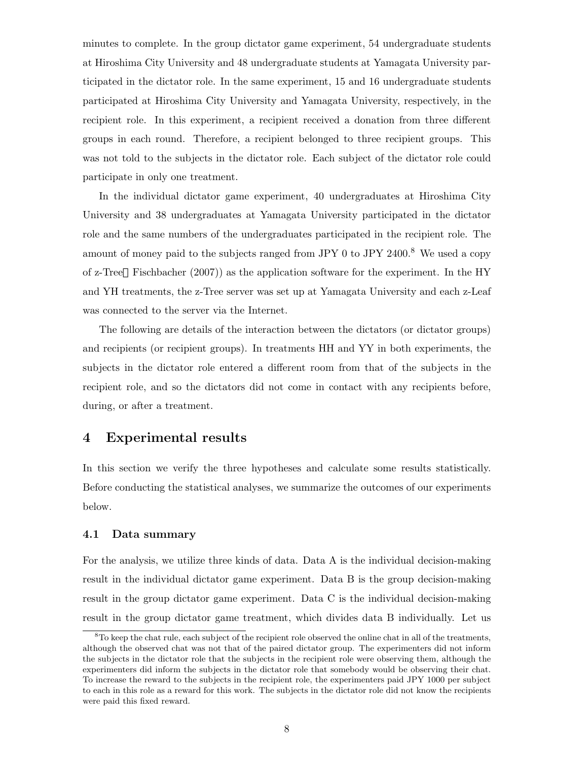minutes to complete. In the group dictator game experiment, 54 undergraduate students at Hiroshima City University and 48 undergraduate students at Yamagata University participated in the dictator role. In the same experiment, 15 and 16 undergraduate students participated at Hiroshima City University and Yamagata University, respectively, in the recipient role. In this experiment, a recipient received a donation from three different groups in each round. Therefore, a recipient belonged to three recipient groups. This was not told to the subjects in the dictator role. Each subject of the dictator role could participate in only one treatment.

In the individual dictator game experiment, 40 undergraduates at Hiroshima City University and 38 undergraduates at Yamagata University participated in the dictator role and the same numbers of the undergraduates participated in the recipient role. The amount of money paid to the subjects ranged from JPY 0 to JPY 2400.[8] We used a copy of z-Tree（Fischbacher (2007)) as the application software for the experiment. In the HY and YH treatments, the z-Tree server was set up at Yamagata University and each z-Leaf was connected to the server via the Internet.

The following are details of the interaction between the dictators (or dictator groups) and recipients (or recipient groups). In treatments HH and YY in both experiments, the subjects in the dictator role entered a different room from that of the subjects in the recipient role, and so the dictators did not come in contact with any recipients before, during, or after a treatment.

## 4 Experimental results

In this section we verify the three hypotheses and calculate some results statistically. Before conducting the statistical analyses, we summarize the outcomes of our experiments below.

### 4.1 Data summary

For the analysis, we utilize three kinds of data. Data A is the individual decision-making result in the individual dictator game experiment. Data B is the group decision-making result in the group dictator game experiment. Data C is the individual decision-making result in the group dictator game treatment, which divides data B individually. Let us

[8] To keep the chat rule, each subject of the recipient role observed the online chat in all of the treatments, although the observed chat was not that of the paired dictator group. The experimenters did not inform the subjects in the dictator role that the subjects in the recipient role were observing them, although the experimenters did inform the subjects in the dictator role that somebody would be observing their chat. To increase the reward to the subjects in the recipient role, the experimenters paid JPY 1000 per subject to each in this role as a reward for this work. The subjects in the dictator role did not know the recipients were paid this fixed reward.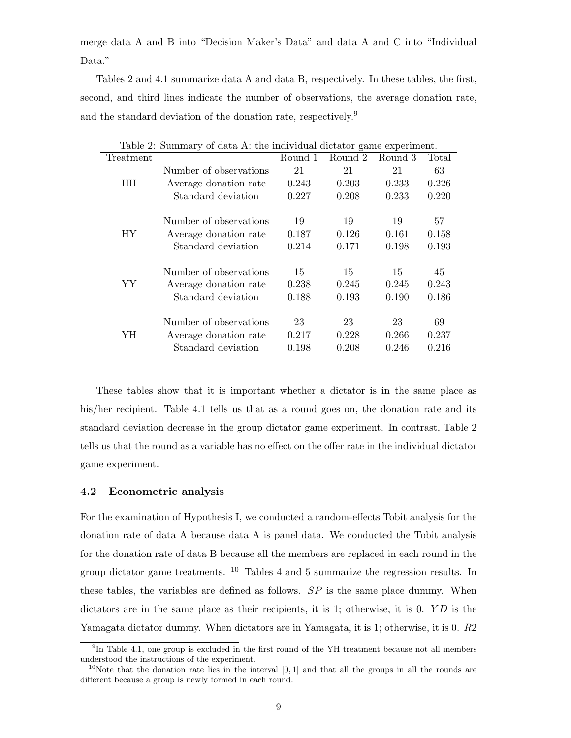merge data A and B into "Decision Maker's Data" and data A and C into "Individual Data."

Tables 2 and 4.1 summarize data A and data B, respectively. In these tables, the first, second, and third lines indicate the number of observations, the average donation rate, and the standard deviation of the donation rate, respectively.[9]

Table 2: Summary of data A: the individual dictator game experiment.

| Treatment | | Round 1 | Round 2 | Round 3 | Total |
|---|---|---|---|---|---|
| HH | Number of observations | 21 | 21 | 21 | 63 |
| | Average donation rate | 0.243 | 0.203 | 0.233 | 0.226 |
| | Standard deviation | 0.227 | 0.208 | 0.233 | 0.220 |
| HY | Number of observations | 19 | 19 | 19 | 57 |
| | Average donation rate | 0.187 | 0.126 | 0.161 | 0.158 |
| | Standard deviation | 0.214 | 0.171 | 0.198 | 0.193 |
| YY | Number of observations | 15 | 15 | 15 | 45 |
| | Average donation rate | 0.238 | 0.245 | 0.245 | 0.243 |
| | Standard deviation | 0.188 | 0.193 | 0.190 | 0.186 |
| YH | Number of observations | 23 | 23 | 23 | 69 |
| | Average donation rate | 0.217 | 0.228 | 0.266 | 0.237 |
| | Standard deviation | 0.198 | 0.208 | 0.246 | 0.216 |

These tables show that it is important whether a dictator is in the same place as his/her recipient. Table 4.1 tells us that as a round goes on, the donation rate and its standard deviation decrease in the group dictator game experiment. In contrast, Table 2 tells us that the round as a variable has no effect on the offer rate in the individual dictator game experiment.

## 4.2 Econometric analysis

For the examination of Hypothesis I, we conducted a random-effects Tobit analysis for the donation rate of data A because data A is panel data. We conducted the Tobit analysis for the donation rate of data B because all the members are replaced in each round in the group dictator game treatments.[10] Tables 4 and 5 summarize the regression results. In these tables, the variables are defined as follows. $SP$ is the same place dummy. When dictators are in the same place as their recipients, it is 1; otherwise, it is 0. $YD$ is the Yamagata dictator dummy. When dictators are in Yamagata, it is 1; otherwise, it is 0. $R2$

[9] In Table 4.1, one group is excluded in the first round of the YH treatment because not all members understood the instructions of the experiment.

[10] Note that the donation rate lies in the interval $[0, 1]$ and that all the groups in all the rounds are different because a group is newly formed in each round.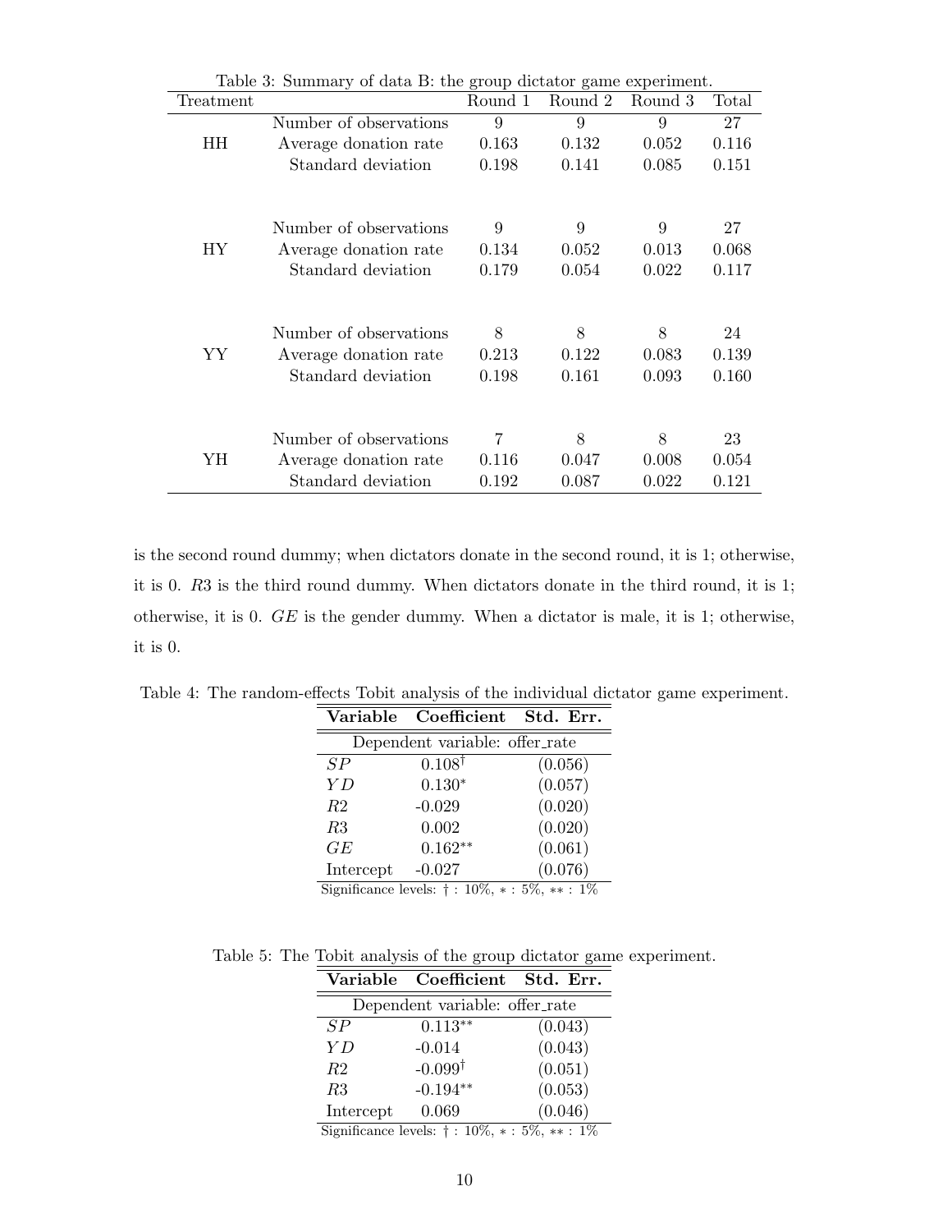Table 3: Summary of data B: the group dictator game experiment.

| Treatment | | Round 1 | Round 2 | Round 3 | Total |
|---|---|---|---|---|---|
| HH | Number of observations | 9 | 9 | 9 | 27 |
| | Average donation rate | 0.163 | 0.132 | 0.052 | 0.116 |
| | Standard deviation | 0.198 | 0.141 | 0.085 | 0.151 |
| HY | Number of observations | 9 | 9 | 9 | 27 |
| | Average donation rate | 0.134 | 0.052 | 0.013 | 0.068 |
| | Standard deviation | 0.179 | 0.054 | 0.022 | 0.117 |
| YY | Number of observations | 8 | 8 | 8 | 24 |
| | Average donation rate | 0.213 | 0.122 | 0.083 | 0.139 |
| | Standard deviation | 0.198 | 0.161 | 0.093 | 0.160 |
| YH | Number of observations | 7 | 8 | 8 | 23 |
| | Average donation rate | 0.116 | 0.047 | 0.008 | 0.054 |
| | Standard deviation | 0.192 | 0.087 | 0.022 | 0.121 |

is the second round dummy; when dictators donate in the second round, it is 1; otherwise, it is 0. $R3$ is the third round dummy. When dictators donate in the third round, it is 1; otherwise, it is 0. $GE$ is the gender dummy. When a dictator is male, it is 1; otherwise, it is 0.

Table 4: The random-effects Tobit analysis of the individual dictator game experiment.

| **Variable** | **Coefficient** | **Std. Err.** |
|---|---|---|
| Dependent variable: offer_rate | | |
| $SP$ | $0.108^{\dagger}$ | (0.056) |
| $YD$ | $0.130^{*}$ | (0.057) |
| $R2$ | -0.029 | (0.020) |
| $R3$ | 0.002 | (0.020) |
| $GE$ | $0.162^{**}$ | (0.061) |
| Intercept | -0.027 | (0.076) |

Significance levels: $\dagger$ : 10%, $*$ : 5%, $**$ : 1%

Table 5: The Tobit analysis of the group dictator game experiment.

| **Variable** | **Coefficient** | **Std. Err.** |
|---|---|---|
| Dependent variable: offer_rate | | |
| $SP$ | $0.113^{**}$ | (0.043) |
| $YD$ | -0.014 | (0.043) |
| $R2$ | $-0.099^{\dagger}$ | (0.051) |
| $R3$ | $-0.194^{**}$ | (0.053) |
| Intercept | 0.069 | (0.046) |

Significance levels: $\dagger$ : 10%, $*$ : 5%, $**$ : 1%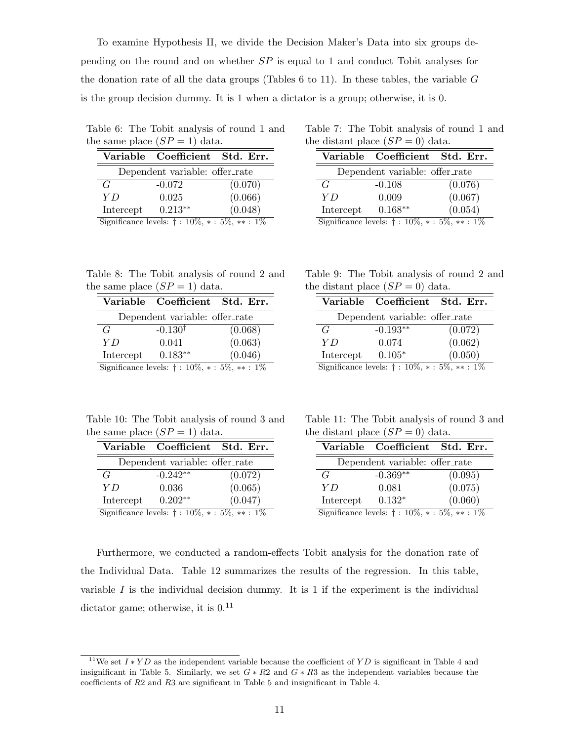To examine Hypothesis II, we divide the Decision Maker's Data into six groups depending on the round and on whether $SP$ is equal to 1 and conduct Tobit analyses for the donation rate of all the data groups (Tables 6 to 11). In these tables, the variable $G$ is the group decision dummy. It is 1 when a dictator is a group; otherwise, it is 0.

Table 6: The Tobit analysis of round 1 and the same place ($SP = 1$) data.

| **Variable** | **Coefficient** | **Std. Err.** |
|---|---|---|
| Dependent variable: offer_rate | | |
| $G$ | -0.072 | (0.070) |
| $YD$ | 0.025 | (0.066) |
| Intercept | 0.213** | (0.048) |

Significance levels: † : 10%, ∗ : 5%, ∗∗ : 1%

Table 7: The Tobit analysis of round 1 and the distant place ($SP = 0$) data.

| **Variable** | **Coefficient** | **Std. Err.** |
|---|---|---|
| Dependent variable: offer_rate | | |
| $G$ | -0.108 | (0.076) |
| $YD$ | 0.009 | (0.067) |
| Intercept | 0.168** | (0.054) |

Significance levels: † : 10%, ∗ : 5%, ∗∗ : 1%

Table 8: The Tobit analysis of round 2 and the same place ($SP = 1$) data.

| **Variable** | **Coefficient** | **Std. Err.** |
|---|---|---|
| Dependent variable: offer_rate | | |
| $G$ | -0.130† | (0.068) |
| $YD$ | 0.041 | (0.063) |
| Intercept | 0.183** | (0.046) |

Significance levels: † : 10%, ∗ : 5%, ∗∗ : 1%

Table 9: The Tobit analysis of round 2 and the distant place ($SP = 0$) data.

| **Variable** | **Coefficient** | **Std. Err.** |
|---|---|---|
| Dependent variable: offer_rate | | |
| $G$ | -0.193** | (0.072) |
| $YD$ | 0.074 | (0.062) |
| Intercept | 0.105* | (0.050) |

Significance levels: † : 10%, ∗ : 5%, ∗∗ : 1%

Table 10: The Tobit analysis of round 3 and the same place ($SP = 1$) data.

| **Variable** | **Coefficient** | **Std. Err.** |
|---|---|---|
| Dependent variable: offer_rate | | |
| $G$ | -0.242** | (0.072) |
| $YD$ | 0.036 | (0.065) |
| Intercept | 0.202** | (0.047) |

Significance levels: † : 10%, ∗ : 5%, ∗∗ : 1%

Table 11: The Tobit analysis of round 3 and the distant place ($SP = 0$) data.

| **Variable** | **Coefficient** | **Std. Err.** |
|---|---|---|
| Dependent variable: offer_rate | | |
| $G$ | -0.369** | (0.095) |
| $YD$ | 0.081 | (0.075) |
| Intercept | 0.132* | (0.060) |

Significance levels: † : 10%, ∗ : 5%, ∗∗ : 1%

Furthermore, we conducted a random-effects Tobit analysis for the donation rate of the Individual Data. Table 12 summarizes the results of the regression. In this table, variable $I$ is the individual decision dummy. It is 1 if the experiment is the individual dictator game; otherwise, it is 0.[11]

[11] We set $I * YD$ as the independent variable because the coefficient of $YD$ is significant in Table 4 and insignificant in Table 5. Similarly, we set $G * R2$ and $G * R3$ as the independent variables because the coefficients of $R2$ and $R3$ are significant in Table 5 and insignificant in Table 4.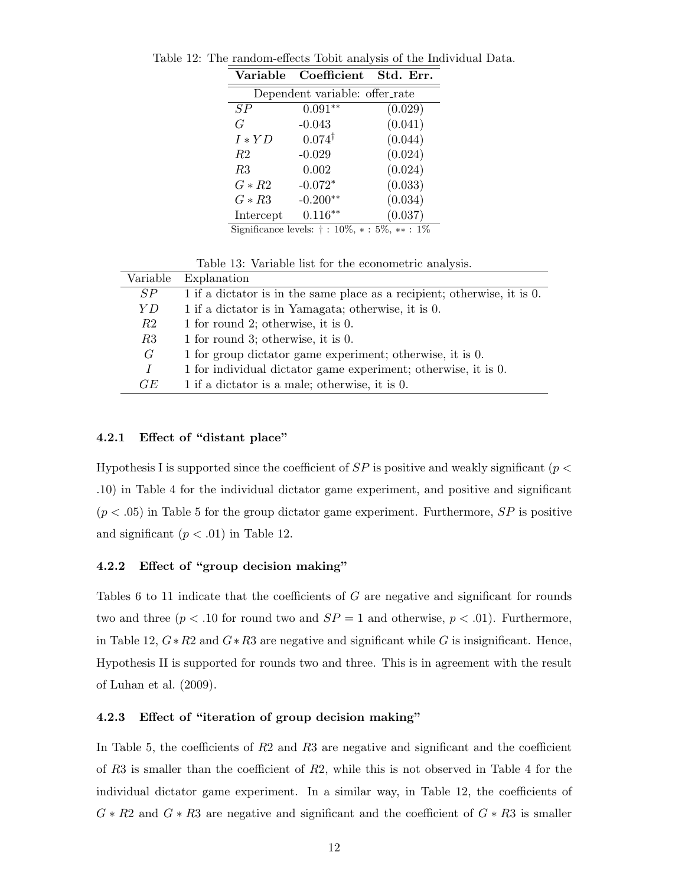Table 12: The random-effects Tobit analysis of the Individual Data.

| Variable | Coefficient | Std. Err. |
|---|---|---|
| Dependent variable: offer_rate | | |
| $SP$ | $0.091^{**}$ | (0.029) |
| $G$ | -0.043 | (0.041) |
| $I * YD$ | $0.074^{\dagger}$ | (0.044) |
| $R2$ | -0.029 | (0.024) |
| $R3$ | 0.002 | (0.024) |
| $G * R2$ | $-0.072^{*}$ | (0.033) |
| $G * R3$ | $-0.200^{**}$ | (0.034) |
| Intercept | $0.116^{**}$ | (0.037) |

Significance levels: † : 10%, ∗ : 5%, ∗∗ : 1%

Table 13: Variable list for the econometric analysis.

| Variable | Explanation |
|---|---|
| $SP$ | 1 if a dictator is in the same place as a recipient; otherwise, it is 0. |
| $YD$ | 1 if a dictator is in Yamagata; otherwise, it is 0. |
| $R2$ | 1 for round 2; otherwise, it is 0. |
| $R3$ | 1 for round 3; otherwise, it is 0. |
| $G$ | 1 for group dictator game experiment; otherwise, it is 0. |
| $I$ | 1 for individual dictator game experiment; otherwise, it is 0. |
| $GE$ | 1 if a dictator is a male; otherwise, it is 0. |

#### 4.2.1 Effect of "distant place"

Hypothesis I is supported since the coefficient of $SP$ is positive and weakly significant ($p < .10$) in Table 4 for the individual dictator game experiment, and positive and significant ($p < .05$) in Table 5 for the group dictator game experiment. Furthermore, $SP$ is positive and significant ($p < .01$) in Table 12.

#### 4.2.2 Effect of "group decision making"

Tables 6 to 11 indicate that the coefficients of $G$ are negative and significant for rounds two and three ($p < .10$ for round two and $SP = 1$ and otherwise, $p < .01$). Furthermore, in Table 12, $G * R2$ and $G * R3$ are negative and significant while $G$ is insignificant. Hence, Hypothesis II is supported for rounds two and three. This is in agreement with the result of Luhan et al. (2009).

#### 4.2.3 Effect of "iteration of group decision making"

In Table 5, the coefficients of $R2$ and $R3$ are negative and significant and the coefficient of $R3$ is smaller than the coefficient of $R2$, while this is not observed in Table 4 for the individual dictator game experiment. In a similar way, in Table 12, the coefficients of $G * R2$ and $G * R3$ are negative and significant and the coefficient of $G * R3$ is smaller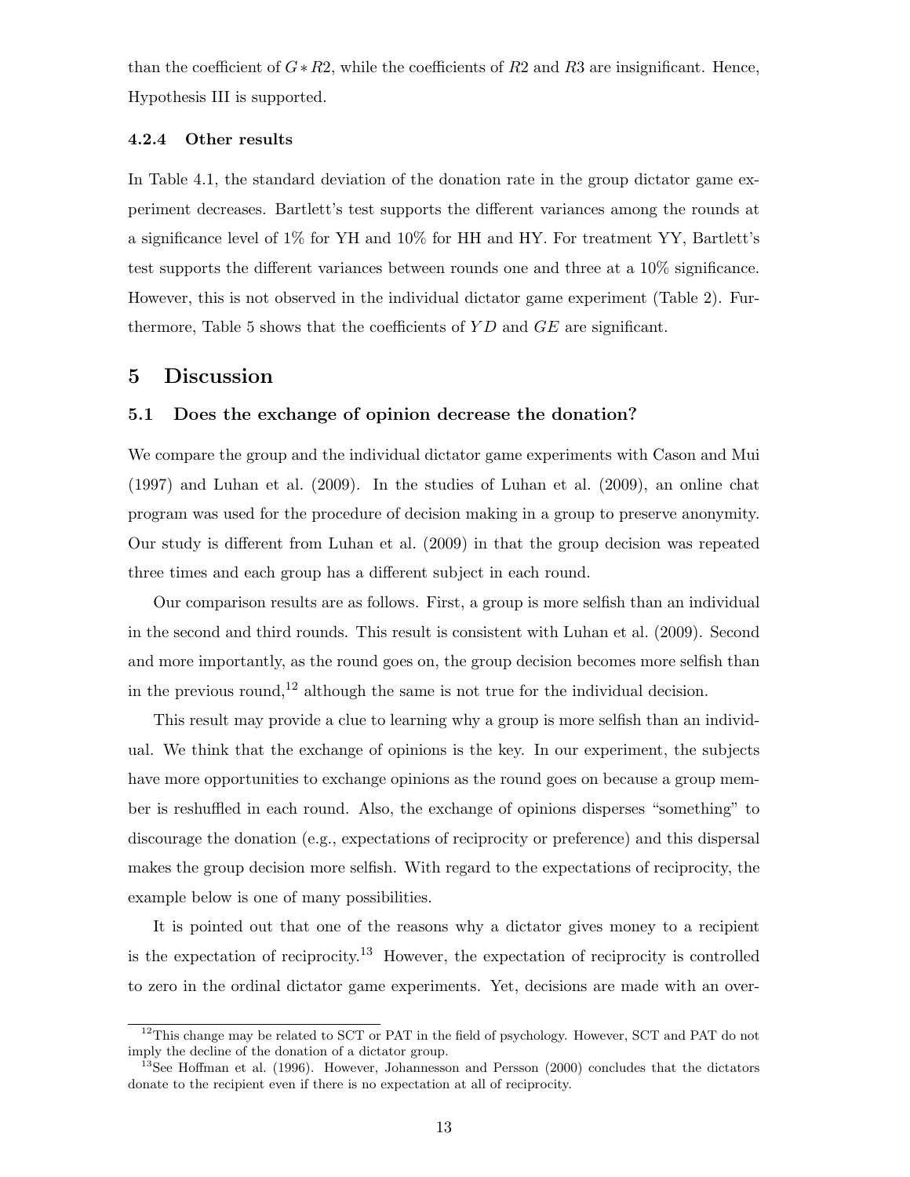than the coefficient of $G * R2$, while the coefficients of $R2$ and $R3$ are insignificant. Hence, Hypothesis III is supported.

#### 4.2.4 Other results

In Table 4.1, the standard deviation of the donation rate in the group dictator game experiment decreases. Bartlett's test supports the different variances among the rounds at a significance level of 1% for YH and 10% for HH and HY. For treatment YY, Bartlett's test supports the different variances between rounds one and three at a 10% significance. However, this is not observed in the individual dictator game experiment (Table 2). Furthermore, Table 5 shows that the coefficients of $YD$ and $GE$ are significant.

## 5 Discussion

### 5.1 Does the exchange of opinion decrease the donation?

We compare the group and the individual dictator game experiments with Cason and Mui (1997) and Luhan et al. (2009). In the studies of Luhan et al. (2009), an online chat program was used for the procedure of decision making in a group to preserve anonymity. Our study is different from Luhan et al. (2009) in that the group decision was repeated three times and each group has a different subject in each round.

Our comparison results are as follows. First, a group is more selfish than an individual in the second and third rounds. This result is consistent with Luhan et al. (2009). Second and more importantly, as the round goes on, the group decision becomes more selfish than in the previous round,[12] although the same is not true for the individual decision.

This result may provide a clue to learning why a group is more selfish than an individual. We think that the exchange of opinions is the key. In our experiment, the subjects have more opportunities to exchange opinions as the round goes on because a group member is reshuffled in each round. Also, the exchange of opinions disperses "something" to discourage the donation (e.g., expectations of reciprocity or preference) and this dispersal makes the group decision more selfish. With regard to the expectations of reciprocity, the example below is one of many possibilities.

It is pointed out that one of the reasons why a dictator gives money to a recipient is the expectation of reciprocity.[13] However, the expectation of reciprocity is controlled to zero in the ordinal dictator game experiments. Yet, decisions are made with an over-

[12] This change may be related to SCT or PAT in the field of psychology. However, SCT and PAT do not imply the decline of the donation of a dictator group.

[13] See Hoffman et al. (1996). However, Johannesson and Persson (2000) concludes that the dictators donate to the recipient even if there is no expectation at all of reciprocity.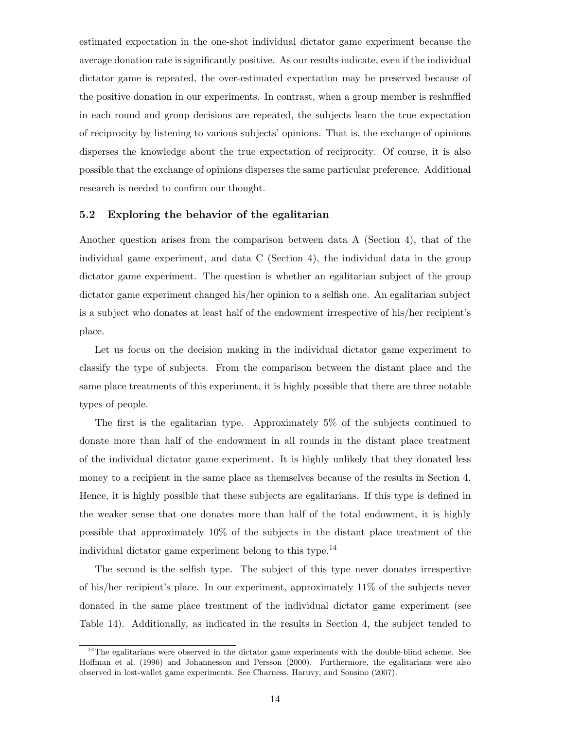estimated expectation in the one-shot individual dictator game experiment because the average donation rate is significantly positive. As our results indicate, even if the individual dictator game is repeated, the over-estimated expectation may be preserved because of the positive donation in our experiments. In contrast, when a group member is reshuffled in each round and group decisions are repeated, the subjects learn the true expectation of reciprocity by listening to various subjects' opinions. That is, the exchange of opinions disperses the knowledge about the true expectation of reciprocity. Of course, it is also possible that the exchange of opinions disperses the same particular preference. Additional research is needed to confirm our thought.

### 5.2 Exploring the behavior of the egalitarian

Another question arises from the comparison between data A (Section 4), that of the individual game experiment, and data C (Section 4), the individual data in the group dictator game experiment. The question is whether an egalitarian subject of the group dictator game experiment changed his/her opinion to a selfish one. An egalitarian subject is a subject who donates at least half of the endowment irrespective of his/her recipient's place.

Let us focus on the decision making in the individual dictator game experiment to classify the type of subjects. From the comparison between the distant place and the same place treatments of this experiment, it is highly possible that there are three notable types of people.

The first is the egalitarian type. Approximately 5% of the subjects continued to donate more than half of the endowment in all rounds in the distant place treatment of the individual dictator game experiment. It is highly unlikely that they donated less money to a recipient in the same place as themselves because of the results in Section 4. Hence, it is highly possible that these subjects are egalitarians. If this type is defined in the weaker sense that one donates more than half of the total endowment, it is highly possible that approximately 10% of the subjects in the distant place treatment of the individual dictator game experiment belong to this type.[14]

The second is the selfish type. The subject of this type never donates irrespective of his/her recipient's place. In our experiment, approximately 11% of the subjects never donated in the same place treatment of the individual dictator game experiment (see Table 14). Additionally, as indicated in the results in Section 4, the subject tended to

[14] The egalitarians were observed in the dictator game experiments with the double-blind scheme. See Hoffman et al. (1996) and Johannesson and Persson (2000). Furthermore, the egalitarians were also observed in lost-wallet game experiments. See Charness, Haruvy, and Sonsino (2007).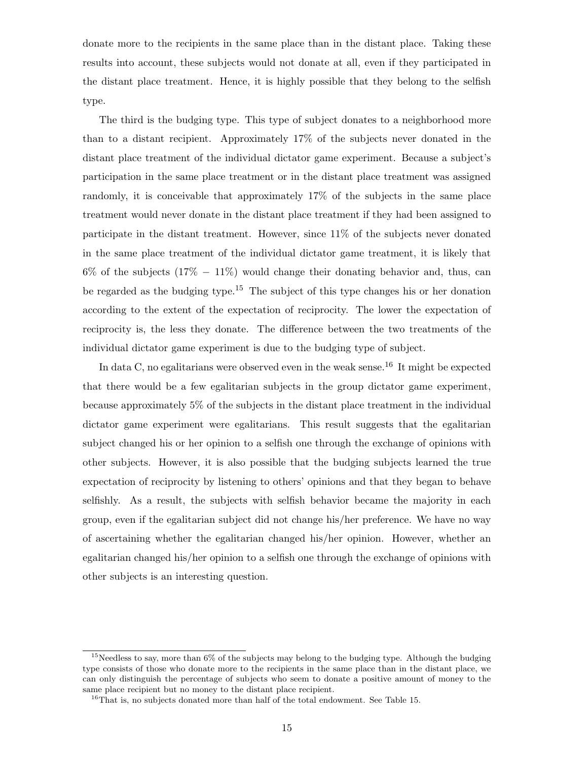donate more to the recipients in the same place than in the distant place. Taking these results into account, these subjects would not donate at all, even if they participated in the distant place treatment. Hence, it is highly possible that they belong to the selfish type.

The third is the budging type. This type of subject donates to a neighborhood more than to a distant recipient. Approximately 17% of the subjects never donated in the distant place treatment of the individual dictator game experiment. Because a subject's participation in the same place treatment or in the distant place treatment was assigned randomly, it is conceivable that approximately 17% of the subjects in the same place treatment would never donate in the distant place treatment if they had been assigned to participate in the distant treatment. However, since 11% of the subjects never donated in the same place treatment of the individual dictator game treatment, it is likely that 6% of the subjects (17% − 11%) would change their donating behavior and, thus, can be regarded as the budging type.[15] The subject of this type changes his or her donation according to the extent of the expectation of reciprocity. The lower the expectation of reciprocity is, the less they donate. The difference between the two treatments of the individual dictator game experiment is due to the budging type of subject.

In data C, no egalitarians were observed even in the weak sense.[16] It might be expected that there would be a few egalitarian subjects in the group dictator game experiment, because approximately 5% of the subjects in the distant place treatment in the individual dictator game experiment were egalitarians. This result suggests that the egalitarian subject changed his or her opinion to a selfish one through the exchange of opinions with other subjects. However, it is also possible that the budging subjects learned the true expectation of reciprocity by listening to others' opinions and that they began to behave selfishly. As a result, the subjects with selfish behavior became the majority in each group, even if the egalitarian subject did not change his/her preference. We have no way of ascertaining whether the egalitarian changed his/her opinion. However, whether an egalitarian changed his/her opinion to a selfish one through the exchange of opinions with other subjects is an interesting question.

[15] Needless to say, more than 6% of the subjects may belong to the budging type. Although the budging type consists of those who donate more to the recipients in the same place than in the distant place, we can only distinguish the percentage of subjects who seem to donate a positive amount of money to the same place recipient but no money to the distant place recipient.

[16] That is, no subjects donated more than half of the total endowment. See Table 15.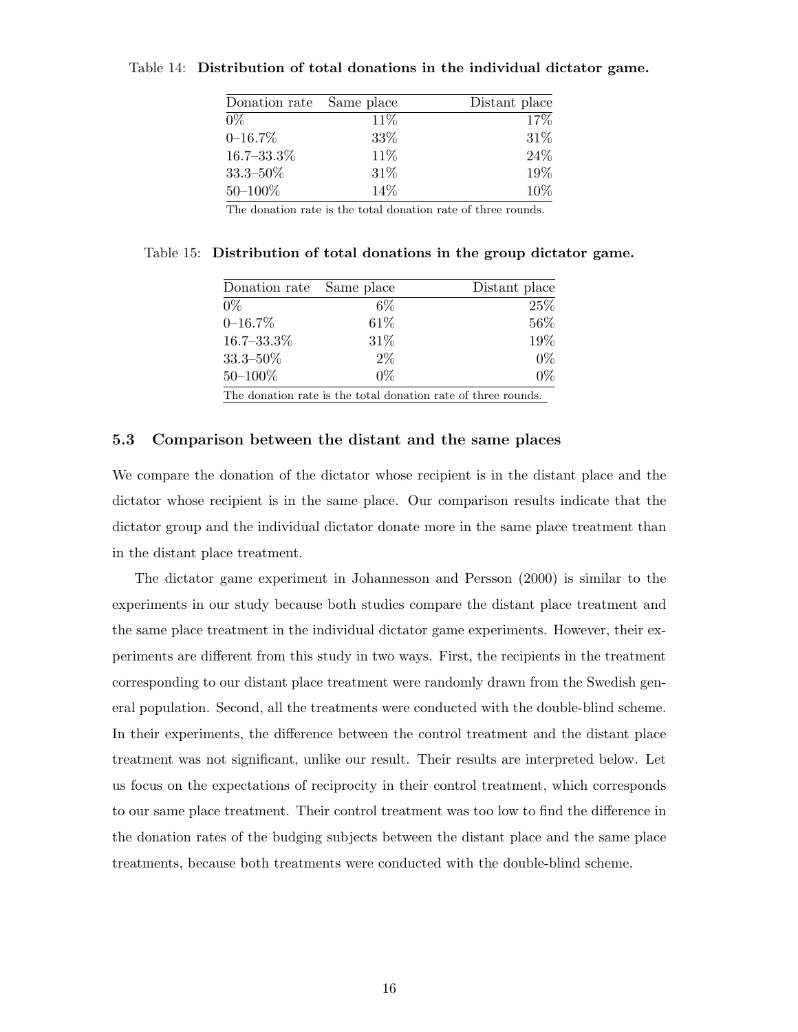Table 14: **Distribution of total donations in the individual dictator game.**

| Donation rate | Same place | Distant place |
|---|---|---|
| 0% | 11% | 17% |
| 0–16.7% | 33% | 31% |
| 16.7–33.3% | 11% | 24% |
| 33.3–50% | 31% | 19% |
| 50–100% | 14% | 10% |

The donation rate is the total donation rate of three rounds.

Table 15: **Distribution of total donations in the group dictator game.**

| Donation rate | Same place | Distant place |
|---|---|---|
| 0% | 6% | 25% |
| 0–16.7% | 61% | 56% |
| 16.7–33.3% | 31% | 19% |
| 33.3–50% | 2% | 0% |
| 50–100% | 0% | 0% |

The donation rate is the total donation rate of three rounds.

### 5.3 Comparison between the distant and the same places

We compare the donation of the dictator whose recipient is in the distant place and the dictator whose recipient is in the same place. Our comparison results indicate that the dictator group and the individual dictator donate more in the same place treatment than in the distant place treatment.

The dictator game experiment in Johannesson and Persson (2000) is similar to the experiments in our study because both studies compare the distant place treatment and the same place treatment in the individual dictator game experiments. However, their experiments are different from this study in two ways. First, the recipients in the treatment corresponding to our distant place treatment were randomly drawn from the Swedish general population. Second, all the treatments were conducted with the double-blind scheme. In their experiments, the difference between the control treatment and the distant place treatment was not significant, unlike our result. Their results are interpreted below. Let us focus on the expectations of reciprocity in their control treatment, which corresponds to our same place treatment. Their control treatment was too low to find the difference in the donation rates of the budging subjects between the distant place and the same place treatments, because both treatments were conducted with the double-blind scheme.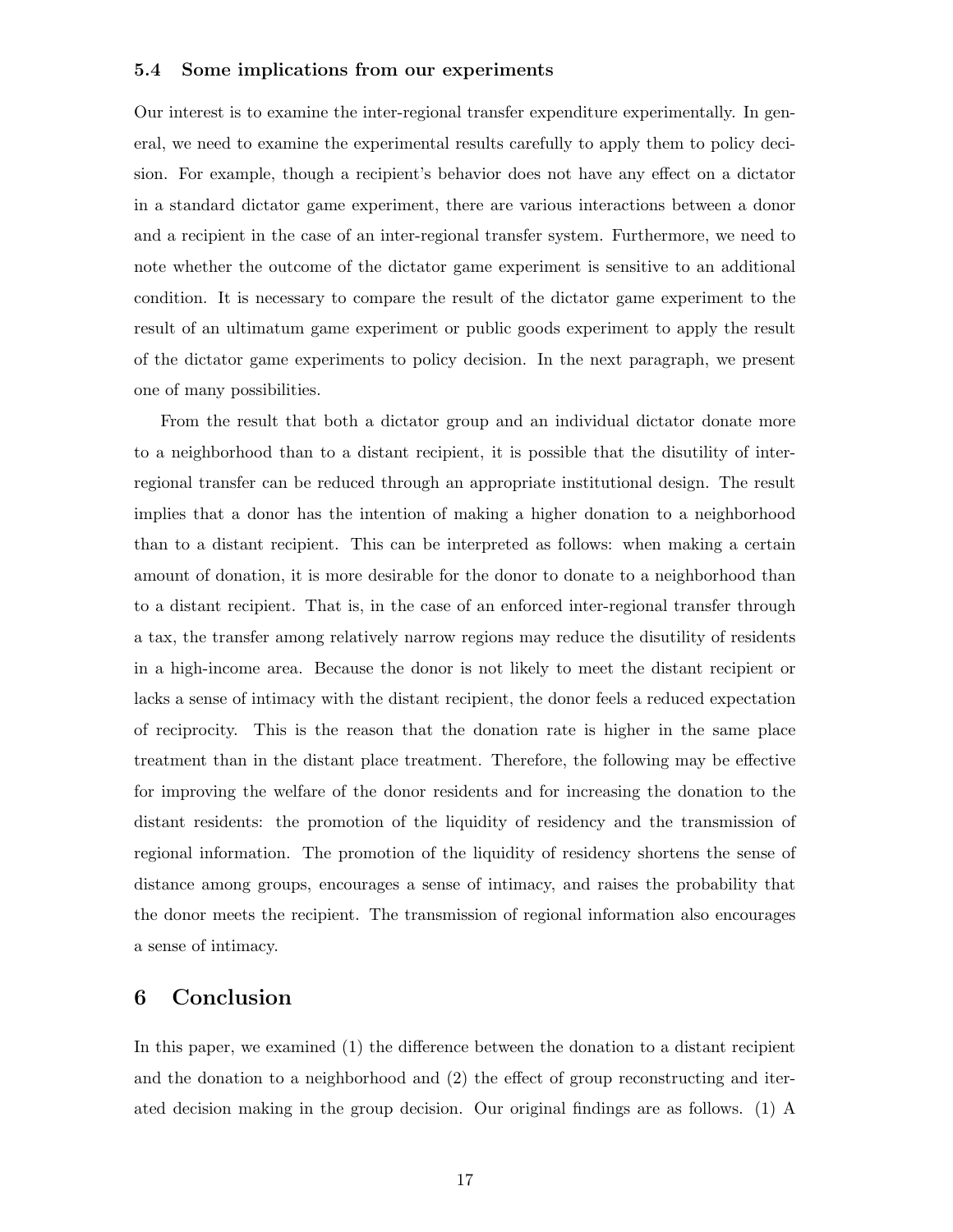### 5.4 Some implications from our experiments

Our interest is to examine the inter-regional transfer expenditure experimentally. In general, we need to examine the experimental results carefully to apply them to policy decision. For example, though a recipient's behavior does not have any effect on a dictator in a standard dictator game experiment, there are various interactions between a donor and a recipient in the case of an inter-regional transfer system. Furthermore, we need to note whether the outcome of the dictator game experiment is sensitive to an additional condition. It is necessary to compare the result of the dictator game experiment to the result of an ultimatum game experiment or public goods experiment to apply the result of the dictator game experiments to policy decision. In the next paragraph, we present one of many possibilities.

From the result that both a dictator group and an individual dictator donate more to a neighborhood than to a distant recipient, it is possible that the disutility of inter-regional transfer can be reduced through an appropriate institutional design. The result implies that a donor has the intention of making a higher donation to a neighborhood than to a distant recipient. This can be interpreted as follows: when making a certain amount of donation, it is more desirable for the donor to donate to a neighborhood than to a distant recipient. That is, in the case of an enforced inter-regional transfer through a tax, the transfer among relatively narrow regions may reduce the disutility of residents in a high-income area. Because the donor is not likely to meet the distant recipient or lacks a sense of intimacy with the distant recipient, the donor feels a reduced expectation of reciprocity. This is the reason that the donation rate is higher in the same place treatment than in the distant place treatment. Therefore, the following may be effective for improving the welfare of the donor residents and for increasing the donation to the distant residents: the promotion of the liquidity of residency and the transmission of regional information. The promotion of the liquidity of residency shortens the sense of distance among groups, encourages a sense of intimacy, and raises the probability that the donor meets the recipient. The transmission of regional information also encourages a sense of intimacy.

## 6 Conclusion

In this paper, we examined (1) the difference between the donation to a distant recipient and the donation to a neighborhood and (2) the effect of group reconstructing and iterated decision making in the group decision. Our original findings are as follows. (1) A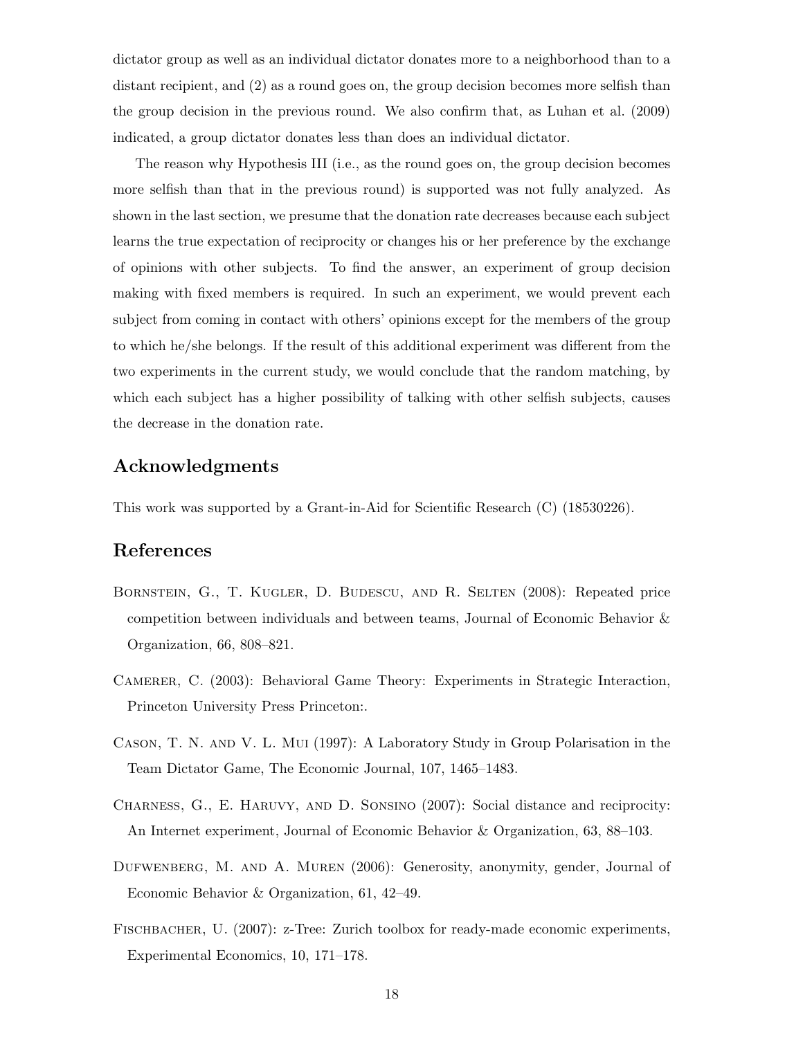dictator group as well as an individual dictator donates more to a neighborhood than to a distant recipient, and (2) as a round goes on, the group decision becomes more selfish than the group decision in the previous round. We also confirm that, as Luhan et al. (2009) indicated, a group dictator donates less than does an individual dictator.

The reason why Hypothesis III (i.e., as the round goes on, the group decision becomes more selfish than that in the previous round) is supported was not fully analyzed. As shown in the last section, we presume that the donation rate decreases because each subject learns the true expectation of reciprocity or changes his or her preference by the exchange of opinions with other subjects. To find the answer, an experiment of group decision making with fixed members is required. In such an experiment, we would prevent each subject from coming in contact with others' opinions except for the members of the group to which he/she belongs. If the result of this additional experiment was different from the two experiments in the current study, we would conclude that the random matching, by which each subject has a higher possibility of talking with other selfish subjects, causes the decrease in the donation rate.

## Acknowledgments

This work was supported by a Grant-in-Aid for Scientific Research (C) (18530226).

## References

Bornstein, G., T. Kugler, D. Budescu, and R. Selten (2008): Repeated price competition between individuals and between teams, Journal of Economic Behavior & Organization, 66, 808–821.

Camerer, C. (2003): Behavioral Game Theory: Experiments in Strategic Interaction, Princeton University Press Princeton:.

Cason, T. N. and V. L. Mui (1997): A Laboratory Study in Group Polarisation in the Team Dictator Game, The Economic Journal, 107, 1465–1483.

Charness, G., E. Haruvy, and D. Sonsino (2007): Social distance and reciprocity: An Internet experiment, Journal of Economic Behavior & Organization, 63, 88–103.

Dufwenberg, M. and A. Muren (2006): Generosity, anonymity, gender, Journal of Economic Behavior & Organization, 61, 42–49.

Fischbacher, U. (2007): z-Tree: Zurich toolbox for ready-made economic experiments, Experimental Economics, 10, 171–178.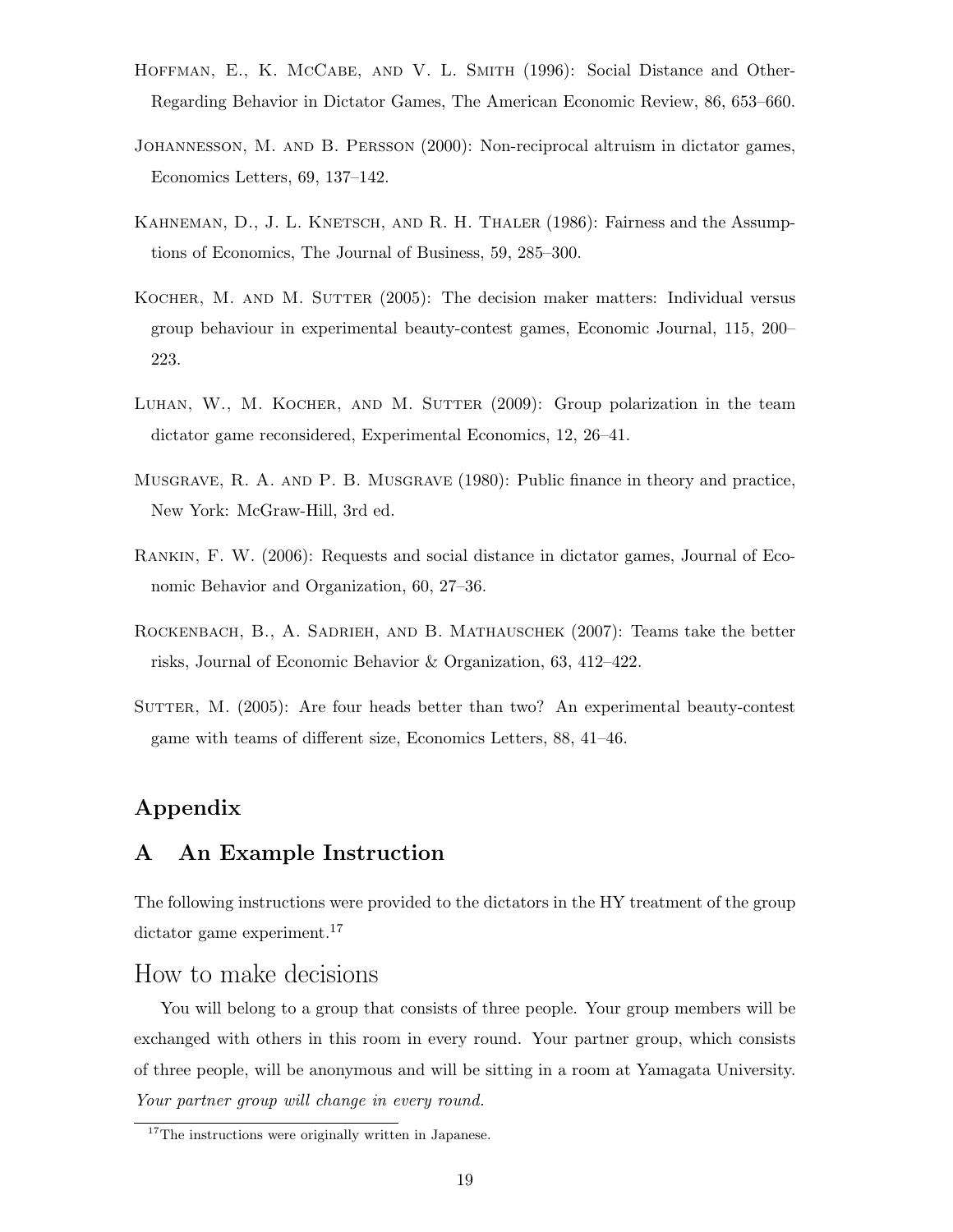Hoffman, E., K. McCabe, and V. L. Smith (1996): Social Distance and Other-Regarding Behavior in Dictator Games, The American Economic Review, 86, 653–660.

Johannesson, M. and B. Persson (2000): Non-reciprocal altruism in dictator games, Economics Letters, 69, 137–142.

Kahneman, D., J. L. Knetsch, and R. H. Thaler (1986): Fairness and the Assumptions of Economics, The Journal of Business, 59, 285–300.

Kocher, M. and M. Sutter (2005): The decision maker matters: Individual versus group behaviour in experimental beauty-contest games, Economic Journal, 115, 200–223.

Luhan, W., M. Kocher, and M. Sutter (2009): Group polarization in the team dictator game reconsidered, Experimental Economics, 12, 26–41.

Musgrave, R. A. and P. B. Musgrave (1980): Public finance in theory and practice, New York: McGraw-Hill, 3rd ed.

Rankin, F. W. (2006): Requests and social distance in dictator games, Journal of Economic Behavior and Organization, 60, 27–36.

Rockenbach, B., A. Sadrieh, and B. Mathauschek (2007): Teams take the better risks, Journal of Economic Behavior & Organization, 63, 412–422.

Sutter, M. (2005): Are four heads better than two? An experimental beauty-contest game with teams of different size, Economics Letters, 88, 41–46.

# Appendix

## A An Example Instruction

The following instructions were provided to the dictators in the HY treatment of the group dictator game experiment.[17]

### How to make decisions

You will belong to a group that consists of three people. Your group members will be exchanged with others in this room in every round. Your partner group, which consists of three people, will be anonymous and will be sitting in a room at Yamagata University. *Your partner group will change in every round.*

[17] The instructions were originally written in Japanese.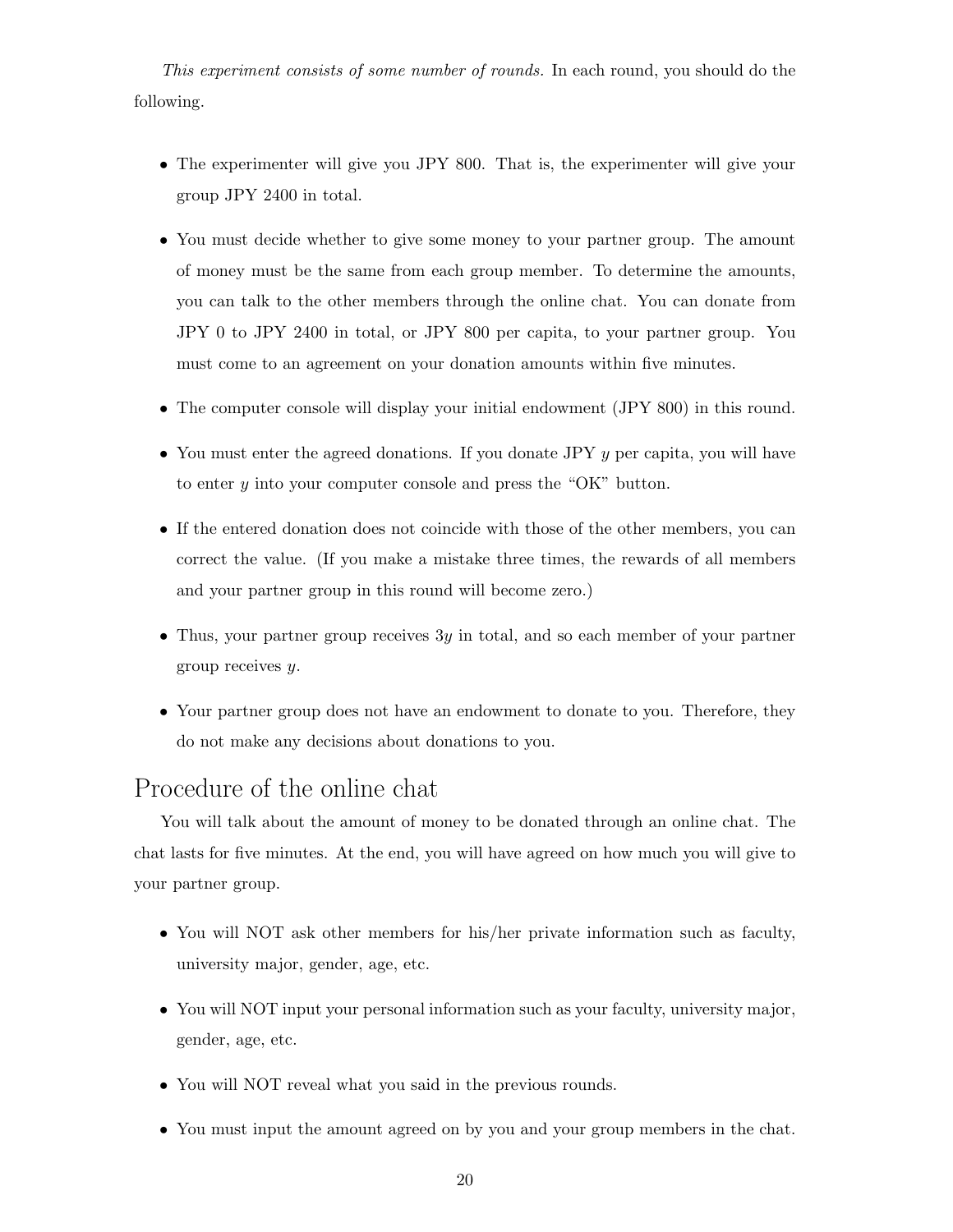*This experiment consists of some number of rounds.* In each round, you should do the following.

- The experimenter will give you JPY 800. That is, the experimenter will give your group JPY 2400 in total.
- You must decide whether to give some money to your partner group. The amount of money must be the same from each group member. To determine the amounts, you can talk to the other members through the online chat. You can donate from JPY 0 to JPY 2400 in total, or JPY 800 per capita, to your partner group. You must come to an agreement on your donation amounts within five minutes.
- The computer console will display your initial endowment (JPY 800) in this round.
- You must enter the agreed donations. If you donate JPY $y$ per capita, you will have to enter $y$ into your computer console and press the "OK" button.
- If the entered donation does not coincide with those of the other members, you can correct the value. (If you make a mistake three times, the rewards of all members and your partner group in this round will become zero.)
- Thus, your partner group receives $3y$ in total, and so each member of your partner group receives $y$.
- Your partner group does not have an endowment to donate to you. Therefore, they do not make any decisions about donations to you.

## Procedure of the online chat

You will talk about the amount of money to be donated through an online chat. The chat lasts for five minutes. At the end, you will have agreed on how much you will give to your partner group.

- You will NOT ask other members for his/her private information such as faculty, university major, gender, age, etc.
- You will NOT input your personal information such as your faculty, university major, gender, age, etc.
- You will NOT reveal what you said in the previous rounds.
- You must input the amount agreed on by you and your group members in the chat.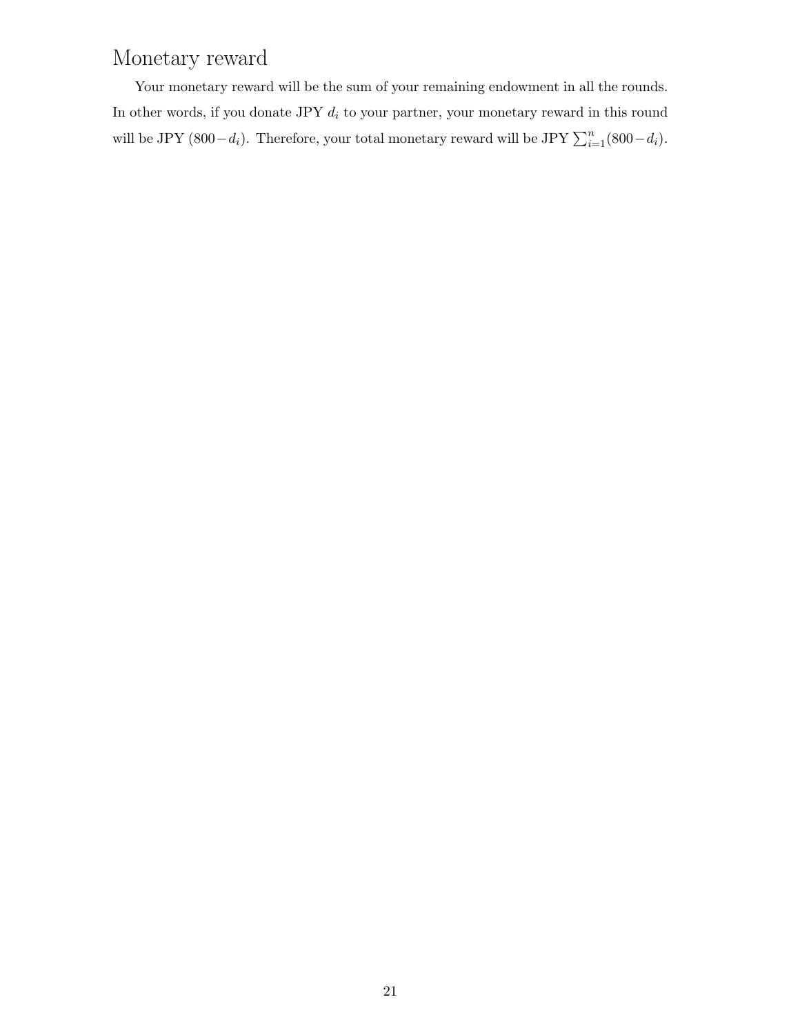## Monetary reward

Your monetary reward will be the sum of your remaining endowment in all the rounds. In other words, if you donate JPY $d_i$ to your partner, your monetary reward in this round will be JPY $(800 - d_i)$. Therefore, your total monetary reward will be JPY $\sum_{i=1}^{n}(800 - d_i)$.